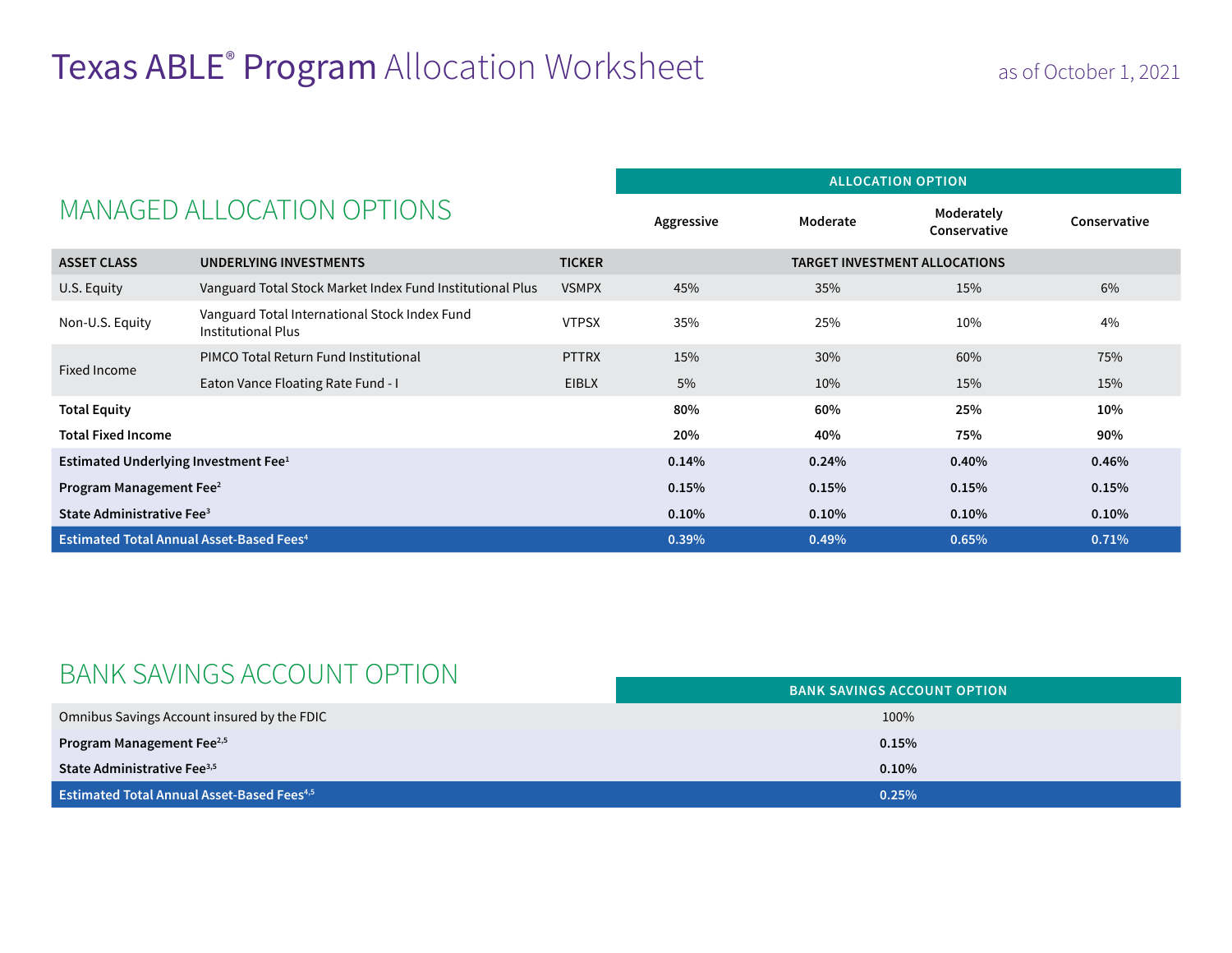# Texas ABLE® Program Allocation Worksheet

as of October 1, 2021

## MANAGED ALLOCATION OPTIONS

| | | | ALLOCATION OPTION | | | |
|---|---|---|---|---|---|---|
| | | | Aggressive | Moderate | Moderately Conservative | Conservative |
| **ASSET CLASS** | **UNDERLYING INVESTMENTS** | **TICKER** | **TARGET INVESTMENT ALLOCATIONS** | | | |
| U.S. Equity | Vanguard Total Stock Market Index Fund Institutional Plus | VSMPX | 45% | 35% | 15% | 6% |
| Non-U.S. Equity | Vanguard Total International Stock Index Fund Institutional Plus | VTPSX | 35% | 25% | 10% | 4% |
| Fixed Income | PIMCO Total Return Fund Institutional | PTTRX | 15% | 30% | 60% | 75% |
| | Eaton Vance Floating Rate Fund - I | EIBLX | 5% | 10% | 15% | 15% |
| **Total Equity** | | | **80%** | **60%** | **25%** | **10%** |
| **Total Fixed Income** | | | **20%** | **40%** | **75%** | **90%** |
| **Estimated Underlying Investment Fee[1]** | | | **0.14%** | **0.24%** | **0.40%** | **0.46%** |
| **Program Management Fee[2]** | | | **0.15%** | **0.15%** | **0.15%** | **0.15%** |
| **State Administrative Fee[3]** | | | **0.10%** | **0.10%** | **0.10%** | **0.10%** |
| **Estimated Total Annual Asset-Based Fees[4]** | | | **0.39%** | **0.49%** | **0.65%** | **0.71%** |

## BANK SAVINGS ACCOUNT OPTION

| | BANK SAVINGS ACCOUNT OPTION |
|---|---|
| Omnibus Savings Account insured by the FDIC | 100% |
| **Program Management Fee[2,5]** | **0.15%** |
| **State Administrative Fee[3,5]** | **0.10%** |
| **Estimated Total Annual Asset-Based Fees[4,5]** | **0.25%** |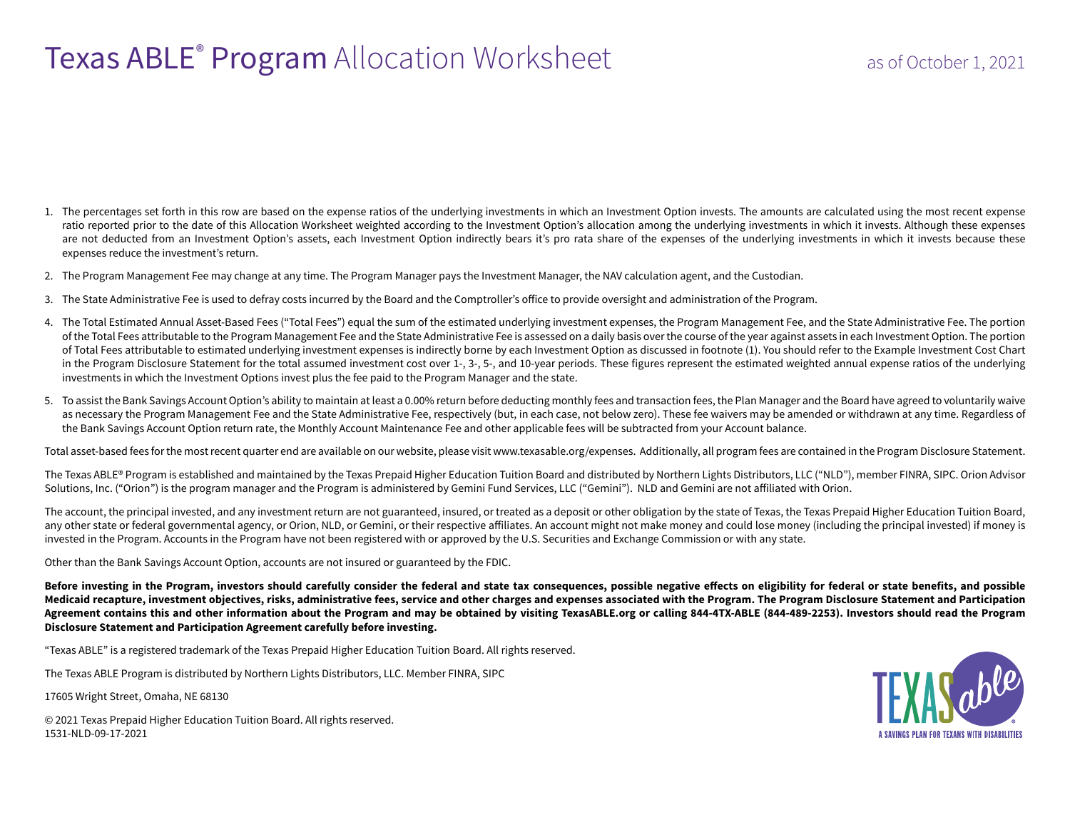# Texas ABLE® Program Allocation Worksheet

as of October 1, 2021

1. The percentages set forth in this row are based on the expense ratios of the underlying investments in which an Investment Option invests. The amounts are calculated using the most recent expense ratio reported prior to the date of this Allocation Worksheet weighted according to the Investment Option's allocation among the underlying investments in which it invests. Although these expenses are not deducted from an Investment Option's assets, each Investment Option indirectly bears it's pro rata share of the expenses of the underlying investments in which it invests because these expenses reduce the investment's return.

2. The Program Management Fee may change at any time. The Program Manager pays the Investment Manager, the NAV calculation agent, and the Custodian.

3. The State Administrative Fee is used to defray costs incurred by the Board and the Comptroller's office to provide oversight and administration of the Program.

4. The Total Estimated Annual Asset-Based Fees ("Total Fees") equal the sum of the estimated underlying investment expenses, the Program Management Fee, and the State Administrative Fee. The portion of the Total Fees attributable to the Program Management Fee and the State Administrative Fee is assessed on a daily basis over the course of the year against assets in each Investment Option. The portion of Total Fees attributable to estimated underlying investment expenses is indirectly borne by each Investment Option as discussed in footnote (1). You should refer to the Example Investment Cost Chart in the Program Disclosure Statement for the total assumed investment cost over 1-, 3-, 5-, and 10-year periods. These figures represent the estimated weighted annual expense ratios of the underlying investments in which the Investment Options invest plus the fee paid to the Program Manager and the state.

5. To assist the Bank Savings Account Option's ability to maintain at least a 0.00% return before deducting monthly fees and transaction fees, the Plan Manager and the Board have agreed to voluntarily waive as necessary the Program Management Fee and the State Administrative Fee, respectively (but, in each case, not below zero). These fee waivers may be amended or withdrawn at any time. Regardless of the Bank Savings Account Option return rate, the Monthly Account Maintenance Fee and other applicable fees will be subtracted from your Account balance.

Total asset-based fees for the most recent quarter end are available on our website, please visit www.texasable.org/expenses. Additionally, all program fees are contained in the Program Disclosure Statement.

The Texas ABLE® Program is established and maintained by the Texas Prepaid Higher Education Tuition Board and distributed by Northern Lights Distributors, LLC ("NLD"), member FINRA, SIPC. Orion Advisor Solutions, Inc. ("Orion") is the program manager and the Program is administered by Gemini Fund Services, LLC ("Gemini"). NLD and Gemini are not affiliated with Orion.

The account, the principal invested, and any investment return are not guaranteed, insured, or treated as a deposit or other obligation by the state of Texas, the Texas Prepaid Higher Education Tuition Board, any other state or federal governmental agency, or Orion, NLD, or Gemini, or their respective affiliates. An account might not make money and could lose money (including the principal invested) if money is invested in the Program. Accounts in the Program have not been registered with or approved by the U.S. Securities and Exchange Commission or with any state.

Other than the Bank Savings Account Option, accounts are not insured or guaranteed by the FDIC.

**Before investing in the Program, investors should carefully consider the federal and state tax consequences, possible negative effects on eligibility for federal or state benefits, and possible Medicaid recapture, investment objectives, risks, administrative fees, service and other charges and expenses associated with the Program. The Program Disclosure Statement and Participation Agreement contains this and other information about the Program and may be obtained by visiting TexasABLE.org or calling 844-4TX-ABLE (844-489-2253). Investors should read the Program Disclosure Statement and Participation Agreement carefully before investing.**

"Texas ABLE" is a registered trademark of the Texas Prepaid Higher Education Tuition Board. All rights reserved.

The Texas ABLE Program is distributed by Northern Lights Distributors, LLC. Member FINRA, SIPC

17605 Wright Street, Omaha, NE 68130

© 2021 Texas Prepaid Higher Education Tuition Board. All rights reserved.
1531-NLD-09-17-2021

TEXAS able®
A SAVINGS PLAN FOR TEXANS WITH DISABILITIES